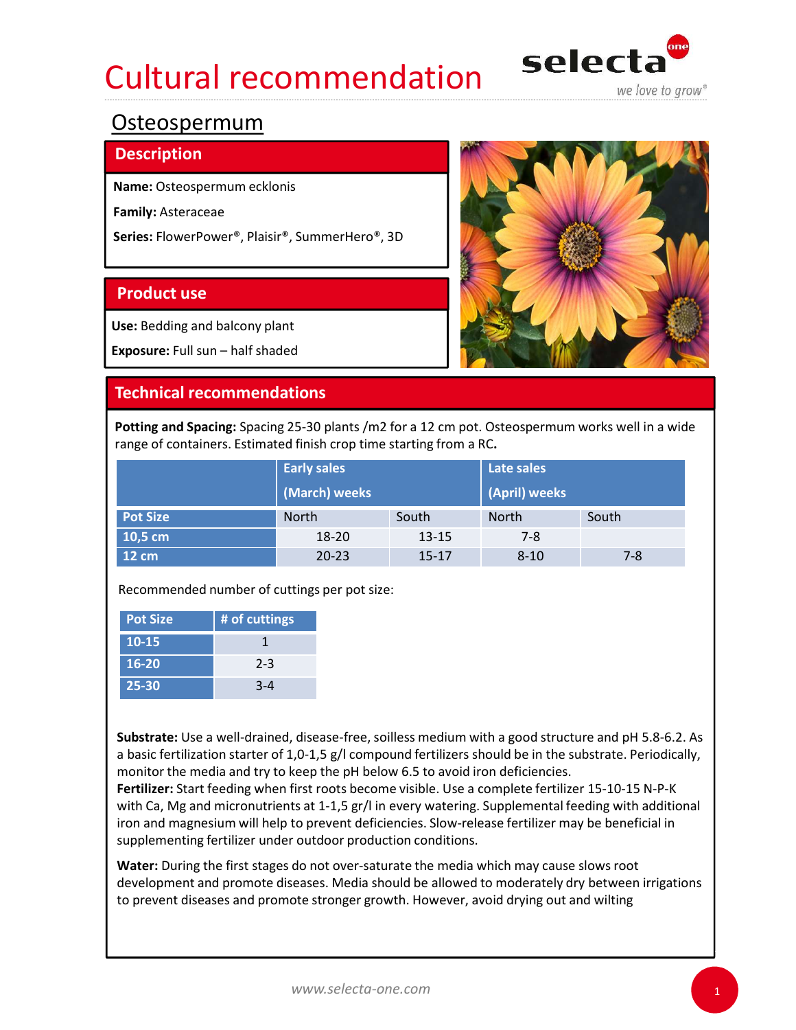# Cultural recommendation

## Osteospermum

### Description

**Name:** Osteospermum ecklonis

**Family:** Asteraceae

**Series:** FlowerPower®, Plaisir®, SummerHero®, 3D

### Product use

**Use:** Bedding and balcony plant

**Exposure:** Full sun – half shaded

### Technical recommendations

**Potting and Spacing:** Spacing 25-30 plants /m2 for a 12 cm pot. Osteospermum works well in a wide range of containers. Estimated finish crop time starting from a RC**.**

| | Early sales (March) weeks | | Late sales (April) weeks | |
|---|---|---|---|---|
| **Pot Size** | North | South | North | South |
| **10,5 cm** | 18-20 | 13-15 | 7-8 | |
| **12 cm** | 20-23 | 15-17 | 8-10 | 7-8 |

Recommended number of cuttings per pot size:

| Pot Size | # of cuttings |
|---|---|
| **10-15** | 1 |
| **16-20** | 2-3 |
| **25-30** | 3-4 |

**Substrate:** Use a well-drained, disease-free, soilless medium with a good structure and pH 5.8-6.2. As a basic fertilization starter of 1,0-1,5 g/l compound fertilizers should be in the substrate. Periodically, monitor the media and try to keep the pH below 6.5 to avoid iron deficiencies.

**Fertilizer:** Start feeding when first roots become visible. Use a complete fertilizer 15-10-15 N-P-K with Ca, Mg and micronutrients at 1-1,5 gr/l in every watering. Supplemental feeding with additional iron and magnesium will help to prevent deficiencies. Slow-release fertilizer may be beneficial in supplementing fertilizer under outdoor production conditions.

**Water:** During the first stages do not over-saturate the media which may cause slows root development and promote diseases. Media should be allowed to moderately dry between irrigations to prevent diseases and promote stronger growth. However, avoid drying out and wilting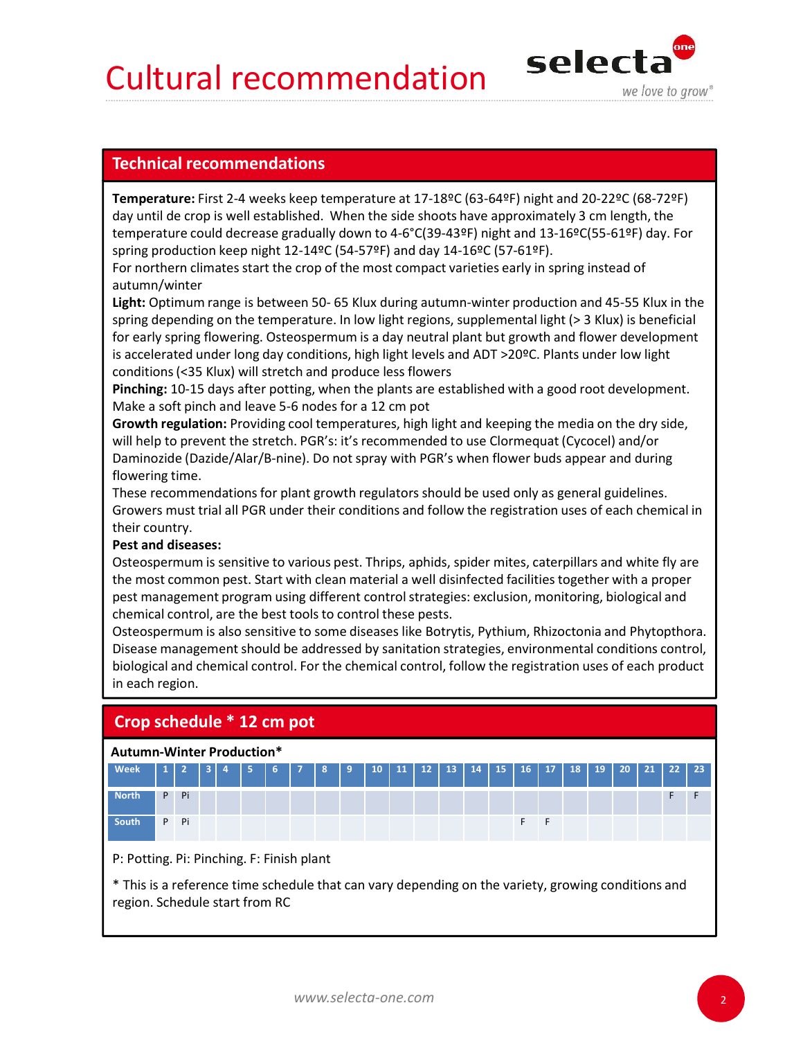## Technical recommendations

**Temperature:** First 2-4 weeks keep temperature at 17-18ºC (63-64ºF) night and 20-22ºC (68-72ºF) day until de crop is well established. When the side shoots have approximately 3 cm length, the temperature could decrease gradually down to 4-6°C(39-43ºF) night and 13-16ºC(55-61ºF) day. For spring production keep night 12-14ºC (54-57ºF) and day 14-16ºC (57-61ºF).
For northern climates start the crop of the most compact varieties early in spring instead of autumn/winter

**Light:** Optimum range is between 50- 65 Klux during autumn-winter production and 45-55 Klux in the spring depending on the temperature. In low light regions, supplemental light (> 3 Klux) is beneficial for early spring flowering. Osteospermum is a day neutral plant but growth and flower development is accelerated under long day conditions, high light levels and ADT >20ºC. Plants under low light conditions (<35 Klux) will stretch and produce less flowers

**Pinching:** 10-15 days after potting, when the plants are established with a good root development. Make a soft pinch and leave 5-6 nodes for a 12 cm pot

**Growth regulation:** Providing cool temperatures, high light and keeping the media on the dry side, will help to prevent the stretch. PGR's: it's recommended to use Clormequat (Cycocel) and/or Daminozide (Dazide/Alar/B-nine). Do not spray with PGR's when flower buds appear and during flowering time.
These recommendations for plant growth regulators should be used only as general guidelines. Growers must trial all PGR under their conditions and follow the registration uses of each chemical in their country.

**Pest and diseases:**
Osteospermum is sensitive to various pest. Thrips, aphids, spider mites, caterpillars and white fly are the most common pest. Start with clean material a well disinfected facilities together with a proper pest management program using different control strategies: exclusion, monitoring, biological and chemical control, are the best tools to control these pests.
Osteospermum is also sensitive to some diseases like Botrytis, Pythium, Rhizoctonia and Phytopthora. Disease management should be addressed by sanitation strategies, environmental conditions control, biological and chemical control. For the chemical control, follow the registration uses of each product in each region.

## Crop schedule * 12 cm pot

**Autumn-Winter Production***

| Week | 1 | 2 | 3 | 4 | 5 | 6 | 7 | 8 | 9 | 10 | 11 | 12 | 13 | 14 | 15 | 16 | 17 | 18 | 19 | 20 | 21 | 22 | 23 |
|---|---|---|---|---|---|---|---|---|---|---|---|---|---|---|---|---|---|---|---|---|---|---|---|
| North | P | Pi | | | | | | | | | | | | | | | | | | | | F | F |
| South | P | Pi | | | | | | | | | | | | | | F | F | | | | | | |

P: Potting. Pi: Pinching. F: Finish plant

* This is a reference time schedule that can vary depending on the variety, growing conditions and region. Schedule start from RC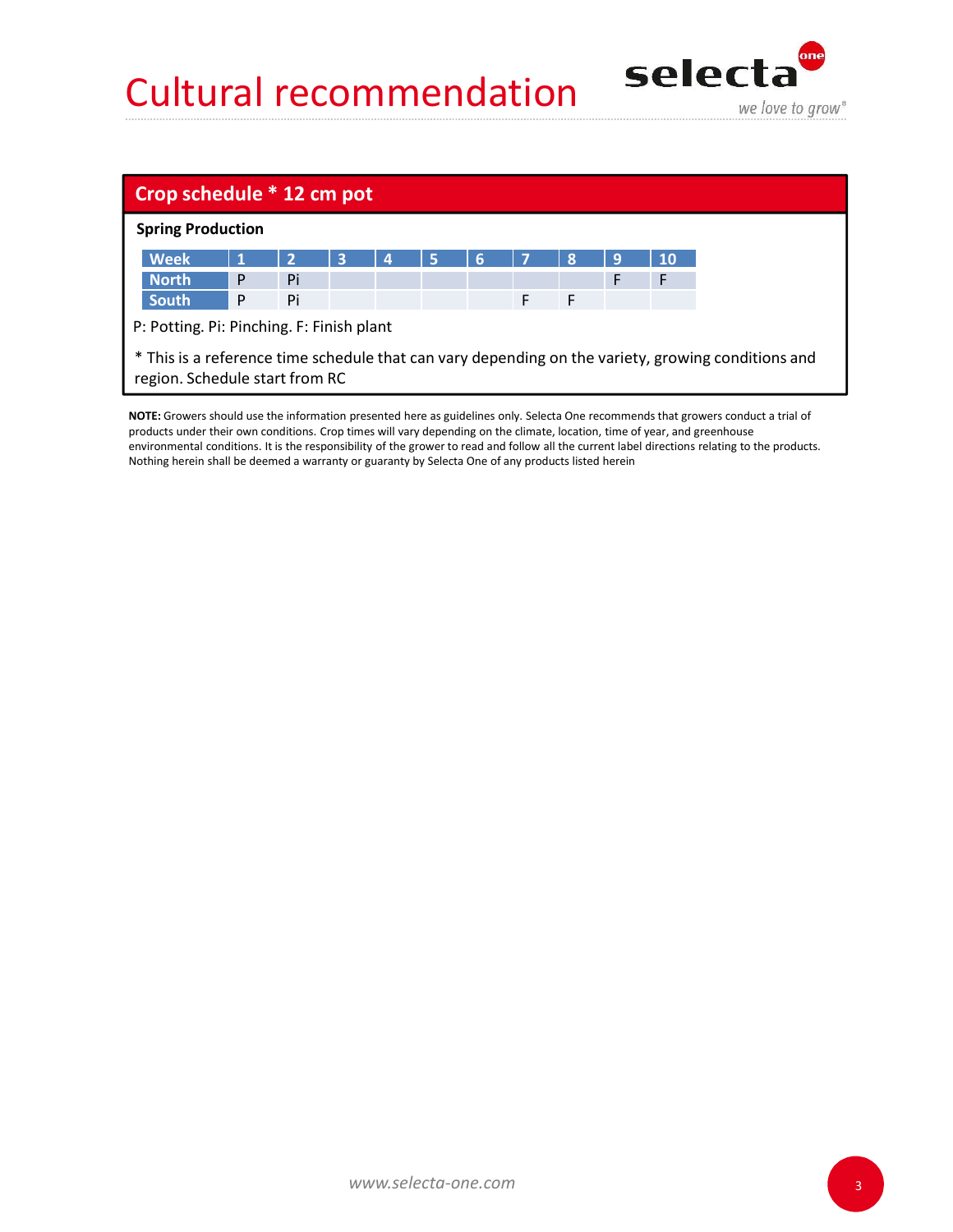# Cultural recommendation

## Crop schedule * 12 cm pot

**Spring Production**

| Week | 1 | 2 | 3 | 4 | 5 | 6 | 7 | 8 | 9 | 10 |
|---|---|---|---|---|---|---|---|---|---|---|
| North | P | Pi | | | | | | | F | F |
| South | P | Pi | | | | | F | F | | |

P: Potting. Pi: Pinching. F: Finish plant

* This is a reference time schedule that can vary depending on the variety, growing conditions and region. Schedule start from RC

**NOTE:** Growers should use the information presented here as guidelines only. Selecta One recommends that growers conduct a trial of products under their own conditions. Crop times will vary depending on the climate, location, time of year, and greenhouse environmental conditions. It is the responsibility of the grower to read and follow all the current label directions relating to the products. Nothing herein shall be deemed a warranty or guaranty by Selecta One of any products listed herein